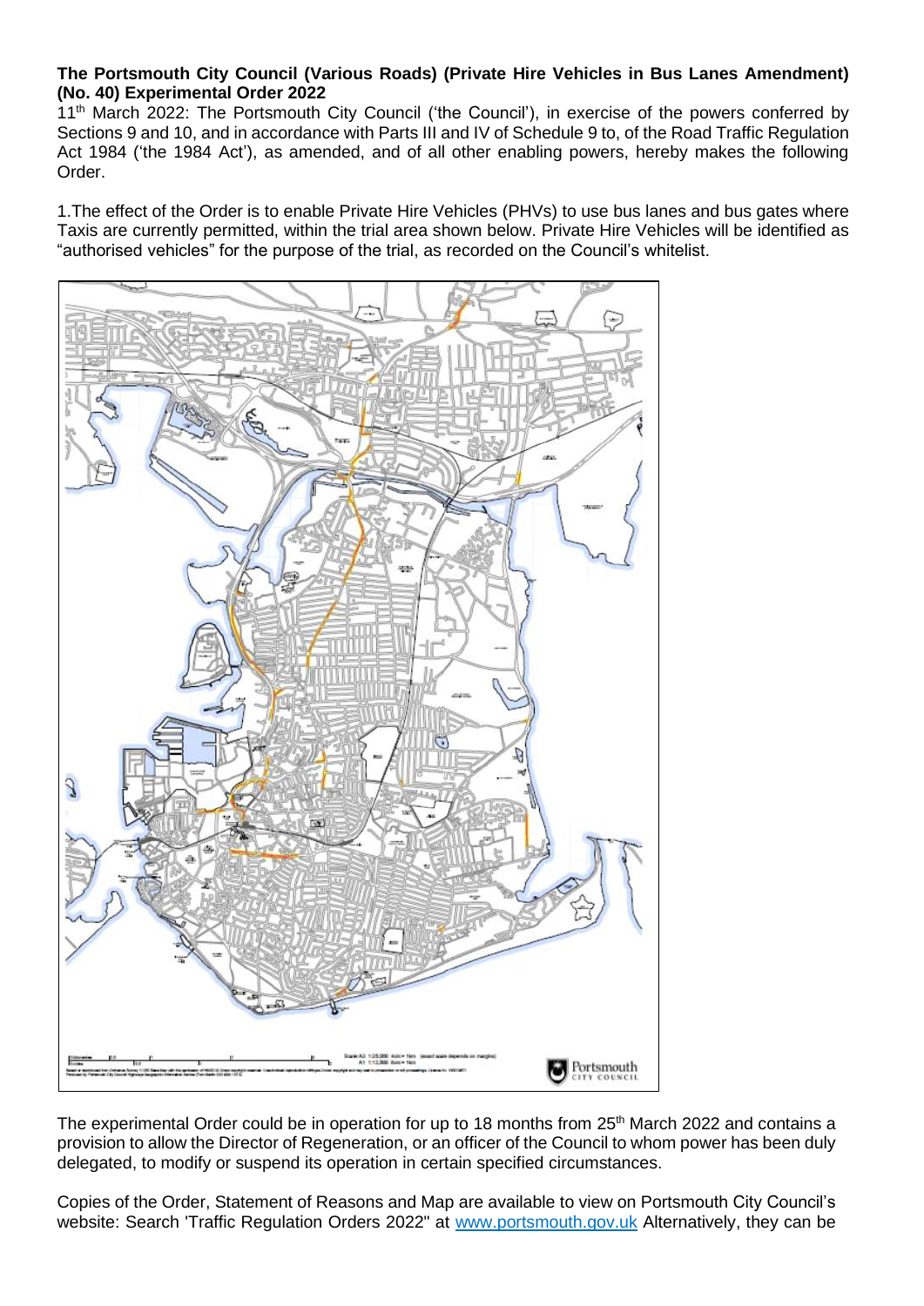**The Portsmouth City Council (Various Roads) (Private Hire Vehicles in Bus Lanes Amendment) (No. 40) Experimental Order 2022**

11th March 2022: The Portsmouth City Council ('the Council'), in exercise of the powers conferred by Sections 9 and 10, and in accordance with Parts III and IV of Schedule 9 to, of the Road Traffic Regulation Act 1984 ('the 1984 Act'), as amended, and of all other enabling powers, hereby makes the following Order.

1.The effect of the Order is to enable Private Hire Vehicles (PHVs) to use bus lanes and bus gates where Taxis are currently permitted, within the trial area shown below. Private Hire Vehicles will be identified as "authorised vehicles" for the purpose of the trial, as recorded on the Council's whitelist.

The experimental Order could be in operation for up to 18 months from 25th March 2022 and contains a provision to allow the Director of Regeneration, or an officer of the Council to whom power has been duly delegated, to modify or suspend its operation in certain specified circumstances.

Copies of the Order, Statement of Reasons and Map are available to view on Portsmouth City Council's website: Search 'Traffic Regulation Orders 2022" at www.portsmouth.gov.uk Alternatively, they can be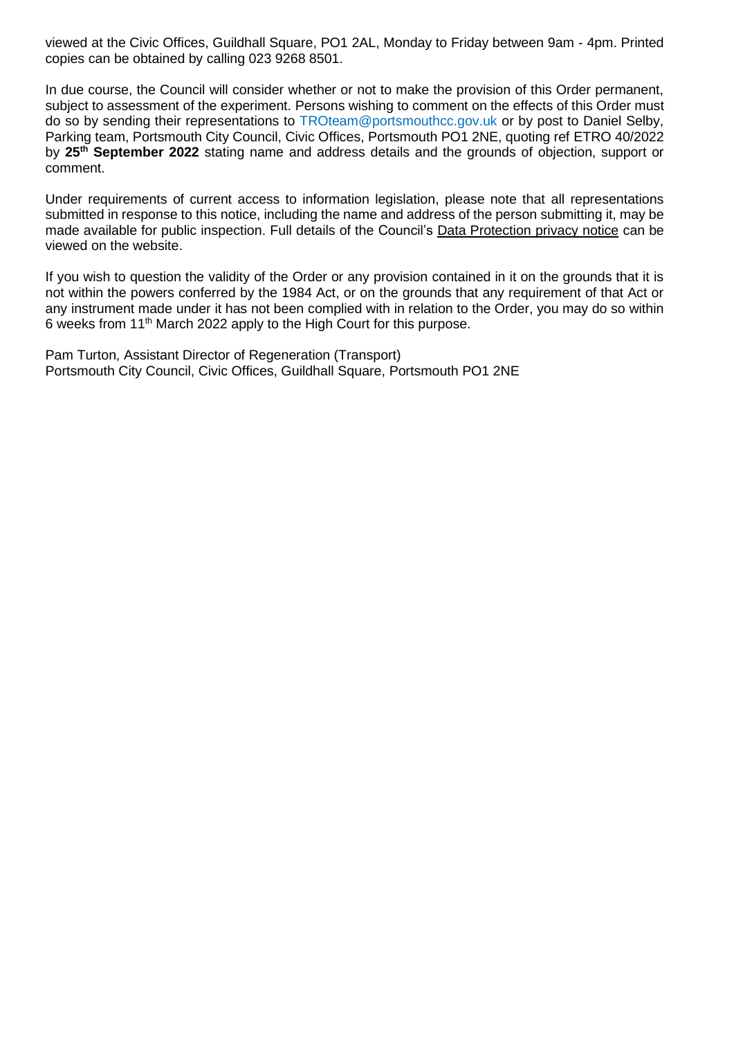viewed at the Civic Offices, Guildhall Square, PO1 2AL, Monday to Friday between 9am - 4pm. Printed copies can be obtained by calling 023 9268 8501.

In due course, the Council will consider whether or not to make the provision of this Order permanent, subject to assessment of the experiment. Persons wishing to comment on the effects of this Order must do so by sending their representations to TROteam@portsmouthcc.gov.uk or by post to Daniel Selby, Parking team, Portsmouth City Council, Civic Offices, Portsmouth PO1 2NE, quoting ref ETRO 40/2022 by **25th September 2022** stating name and address details and the grounds of objection, support or comment.

Under requirements of current access to information legislation, please note that all representations submitted in response to this notice, including the name and address of the person submitting it, may be made available for public inspection. Full details of the Council's Data Protection privacy notice can be viewed on the website.

If you wish to question the validity of the Order or any provision contained in it on the grounds that it is not within the powers conferred by the 1984 Act, or on the grounds that any requirement of that Act or any instrument made under it has not been complied with in relation to the Order, you may do so within 6 weeks from 11th March 2022 apply to the High Court for this purpose.

Pam Turton, Assistant Director of Regeneration (Transport)
Portsmouth City Council, Civic Offices, Guildhall Square, Portsmouth PO1 2NE